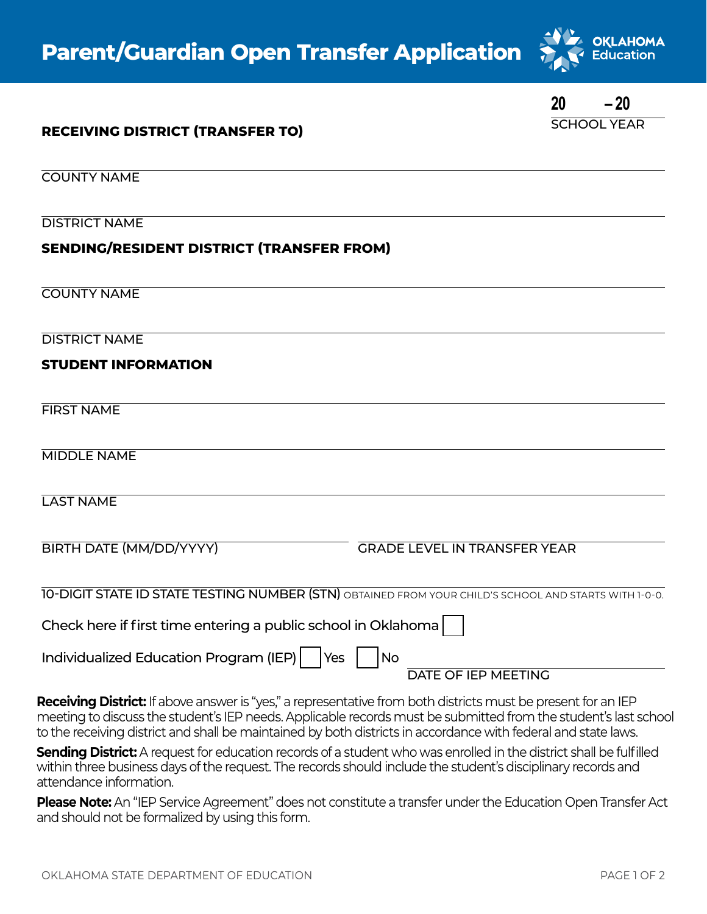# Parent/Guardian Open Transfer Application

OKLAHOMA Education

20 ____ – 20 ____
SCHOOL YEAR

**RECEIVING DISTRICT (TRANSFER TO)**

COUNTY NAME

DISTRICT NAME

**SENDING/RESIDENT DISTRICT (TRANSFER FROM)**

COUNTY NAME

DISTRICT NAME

**STUDENT INFORMATION**

FIRST NAME

MIDDLE NAME

LAST NAME

BIRTH DATE (MM/DD/YYYY)

GRADE LEVEL IN TRANSFER YEAR

10-DIGIT STATE ID STATE TESTING NUMBER (STN) OBTAINED FROM YOUR CHILD'S SCHOOL AND STARTS WITH 1-0-0.

Check here if first time entering a public school in Oklahoma ☐

Individualized Education Program (IEP) ☐ Yes ☐ No

DATE OF IEP MEETING

**Receiving District:** If above answer is "yes," a representative from both districts must be present for an IEP meeting to discuss the student's IEP needs. Applicable records must be submitted from the student's last school to the receiving district and shall be maintained by both districts in accordance with federal and state laws.

**Sending District:** A request for education records of a student who was enrolled in the district shall be fulfilled within three business days of the request. The records should include the student's disciplinary records and attendance information.

**Please Note:** An "IEP Service Agreement" does not constitute a transfer under the Education Open Transfer Act and should not be formalized by using this form.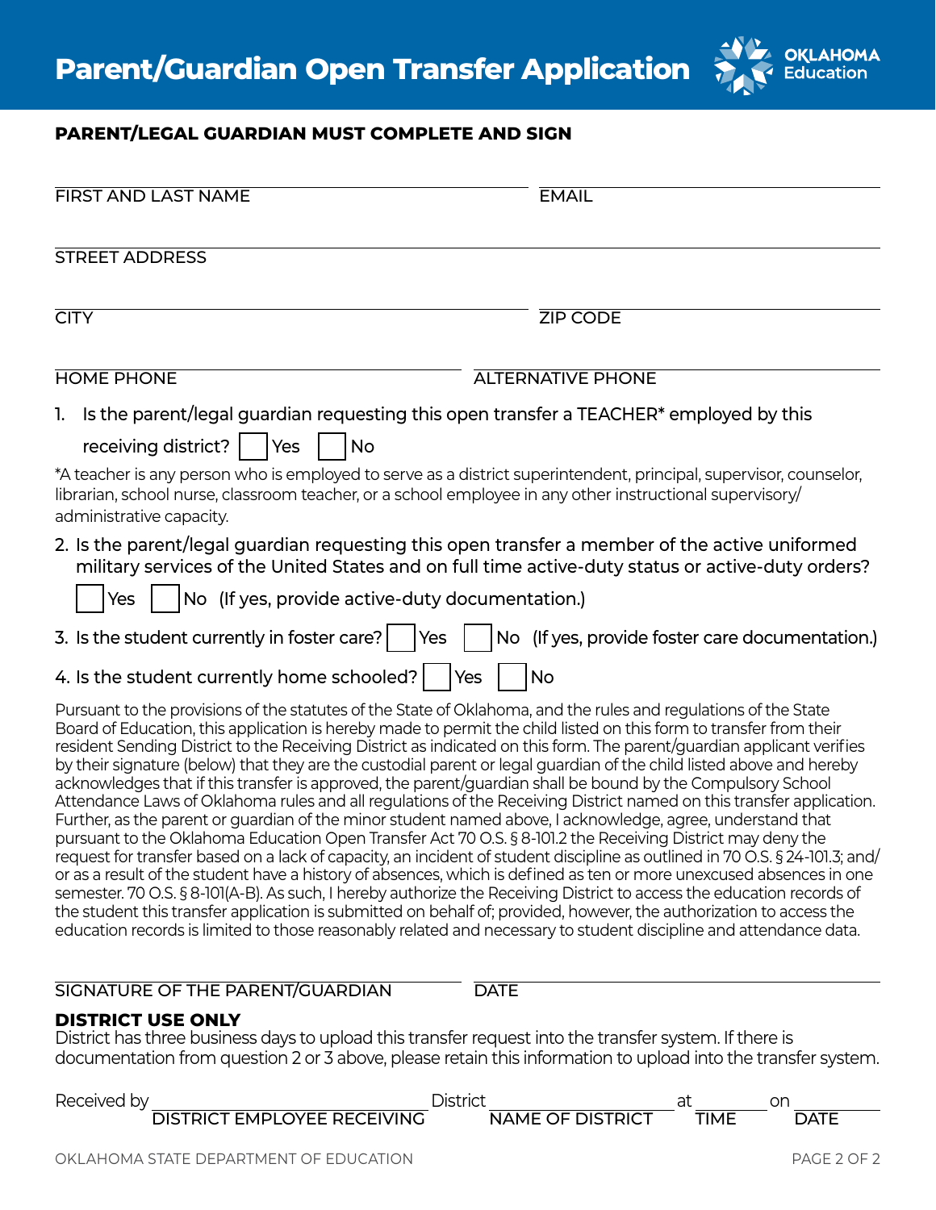# Parent/Guardian Open Transfer Application

**PARENT/LEGAL GUARDIAN MUST COMPLETE AND SIGN**

FIRST AND LAST NAME ______________________ EMAIL ______________________

STREET ADDRESS ______________________

CITY ______________________ ZIP CODE ______________________

HOME PHONE ______________________ ALTERNATIVE PHONE ______________________

1. Is the parent/legal guardian requesting this open transfer a TEACHER* employed by this receiving district? ☐ Yes ☐ No

*A teacher is any person who is employed to serve as a district superintendent, principal, supervisor, counselor, librarian, school nurse, classroom teacher, or a school employee in any other instructional supervisory/administrative capacity.

2. Is the parent/legal guardian requesting this open transfer a member of the active uniformed military services of the United States and on full time active-duty status or active-duty orders? ☐ Yes ☐ No (If yes, provide active-duty documentation.)

3. Is the student currently in foster care? ☐ Yes ☐ No (If yes, provide foster care documentation.)

4. Is the student currently home schooled? ☐ Yes ☐ No

Pursuant to the provisions of the statutes of the State of Oklahoma, and the rules and regulations of the State Board of Education, this application is hereby made to permit the child listed on this form to transfer from their resident Sending District to the Receiving District as indicated on this form. The parent/guardian applicant verifies by their signature (below) that they are the custodial parent or legal guardian of the child listed above and hereby acknowledges that if this transfer is approved, the parent/guardian shall be bound by the Compulsory School Attendance Laws of Oklahoma rules and all regulations of the Receiving District named on this transfer application. Further, as the parent or guardian of the minor student named above, I acknowledge, agree, understand that pursuant to the Oklahoma Education Open Transfer Act 70 O.S. § 8-101.2 the Receiving District may deny the request for transfer based on a lack of capacity, an incident of student discipline as outlined in 70 O.S. § 24-101.3; and/or as a result of the student have a history of absences, which is defined as ten or more unexcused absences in one semester. 70 O.S. § 8-101(A-B). As such, I hereby authorize the Receiving District to access the education records of the student this transfer application is submitted on behalf of; provided, however, the authorization to access the education records is limited to those reasonably related and necessary to student discipline and attendance data.

SIGNATURE OF THE PARENT/GUARDIAN ______________________ DATE ______________________

**DISTRICT USE ONLY**

District has three business days to upload this transfer request into the transfer system. If there is documentation from question 2 or 3 above, please retain this information to upload into the transfer system.

Received by ______________________ District ______________________ at __________ on __________
DISTRICT EMPLOYEE RECEIVING / NAME OF DISTRICT / TIME / DATE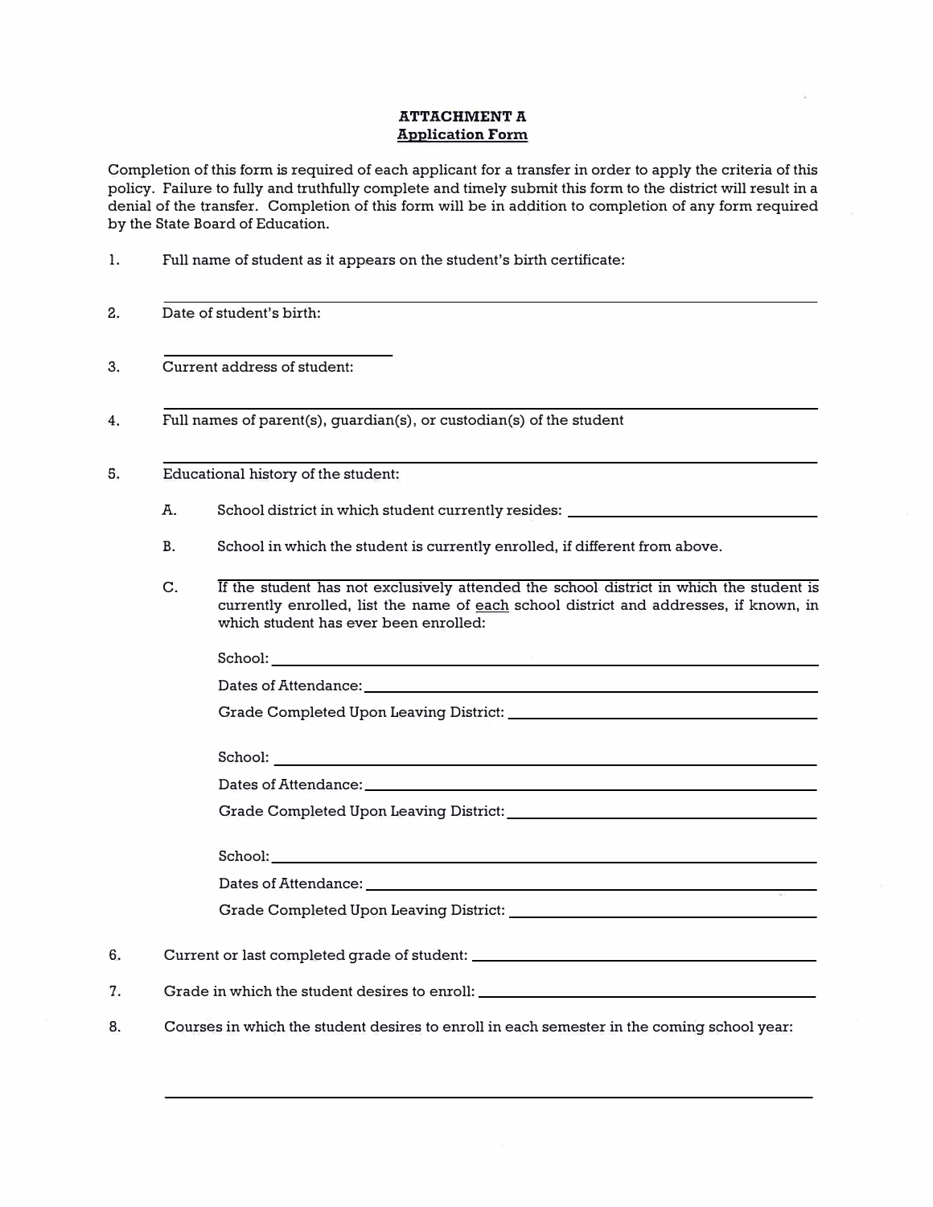**ATTACHMENT A**

**Application Form**

Completion of this form is required of each applicant for a transfer in order to apply the criteria of this policy. Failure to fully and truthfully complete and timely submit this form to the district will result in a denial of the transfer. Completion of this form will be in addition to completion of any form required by the State Board of Education.

1. Full name of student as it appears on the student's birth certificate:

   ______________________________________________

2. Date of student's birth:

   ____________________

3. Current address of student:

   ______________________________________________

4. Full names of parent(s), guardian(s), or custodian(s) of the student

   ______________________________________________

5. Educational history of the student:

   A. School district in which student currently resides: ____________________

   B. School in which the student is currently enrolled, if different from above.

      ______________________________________________

   C. If the student has not exclusively attended the school district in which the student is currently enrolled, list the name of each school district and addresses, if known, in which student has ever been enrolled:

      School: ______________________________________________

      Dates of Attendance: ______________________________________________

      Grade Completed Upon Leaving District: ____________________

      School: ______________________________________________

      Dates of Attendance: ______________________________________________

      Grade Completed Upon Leaving District: ____________________

      School: ______________________________________________

      Dates of Attendance: ______________________________________________

      Grade Completed Upon Leaving District: ____________________

6. Current or last completed grade of student: ____________________

7. Grade in which the student desires to enroll: ____________________

8. Courses in which the student desires to enroll in each semester in the coming school year:

   ______________________________________________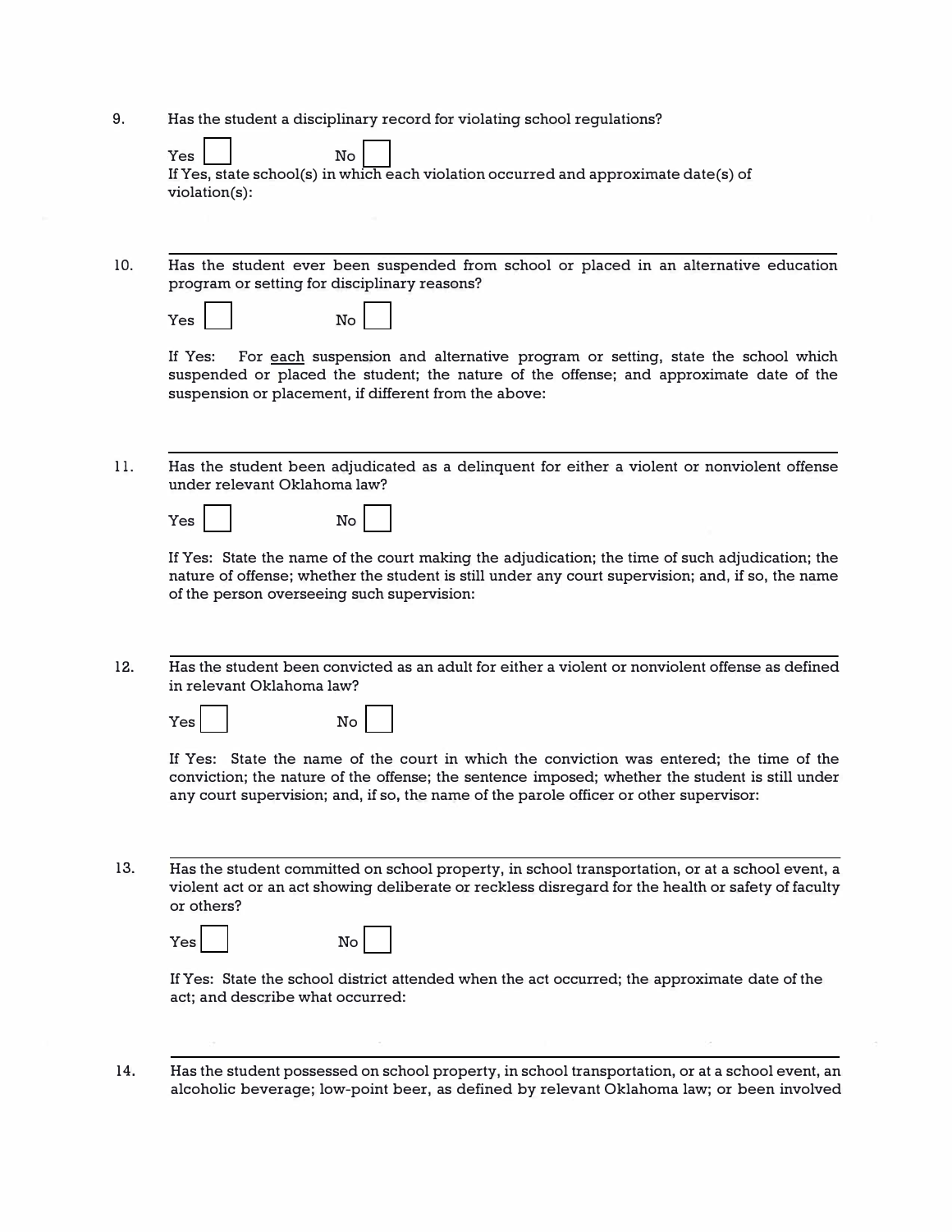9. Has the student a disciplinary record for violating school regulations?

   Yes ☐ No ☐

   If Yes, state school(s) in which each violation occurred and approximate date(s) of violation(s):

---

10. Has the student ever been suspended from school or placed in an alternative education program or setting for disciplinary reasons?

    Yes ☐ No ☐

    If Yes: For <u>each</u> suspension and alternative program or setting, state the school which suspended or placed the student; the nature of the offense; and approximate date of the suspension or placement, if different from the above:

---

11. Has the student been adjudicated as a delinquent for either a violent or nonviolent offense under relevant Oklahoma law?

    Yes ☐ No ☐

    If Yes: State the name of the court making the adjudication; the time of such adjudication; the nature of offense; whether the student is still under any court supervision; and, if so, the name of the person overseeing such supervision:

---

12. Has the student been convicted as an adult for either a violent or nonviolent offense as defined in relevant Oklahoma law?

    Yes ☐ No ☐

    If Yes: State the name of the court in which the conviction was entered; the time of the conviction; the nature of the offense; the sentence imposed; whether the student is still under any court supervision; and, if so, the name of the parole officer or other supervisor:

---

13. Has the student committed on school property, in school transportation, or at a school event, a violent act or an act showing deliberate or reckless disregard for the health or safety of faculty or others?

    Yes ☐ No ☐

    If Yes: State the school district attended when the act occurred; the approximate date of the act; and describe what occurred:

---

14. Has the student possessed on school property, in school transportation, or at a school event, an alcoholic beverage; low-point beer, as defined by relevant Oklahoma law; or been involved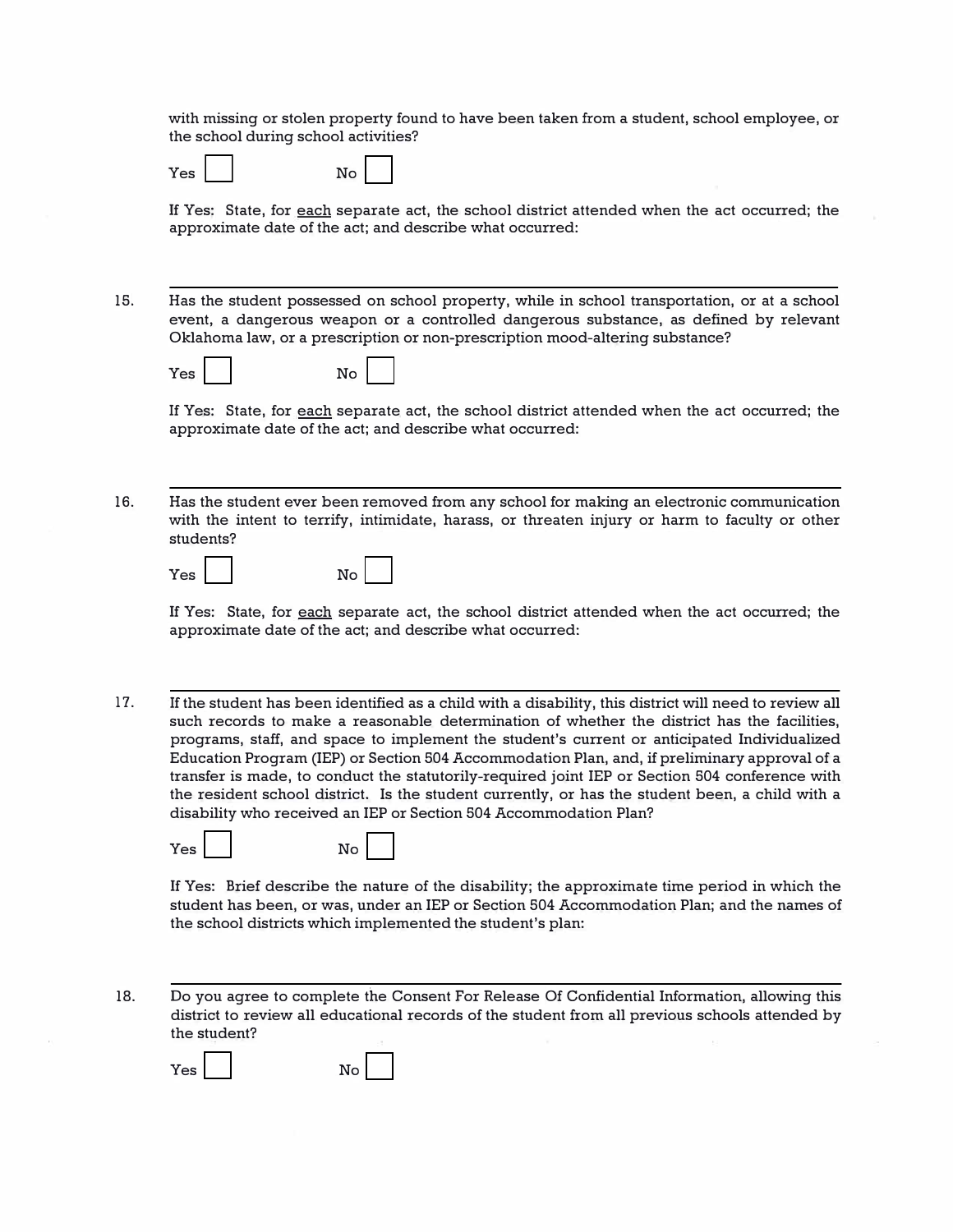with missing or stolen property found to have been taken from a student, school employee, or the school during school activities?

Yes ☐ No ☐

If Yes: State, for <u>each</u> separate act, the school district attended when the act occurred; the approximate date of the act; and describe what occurred:

---

15. Has the student possessed on school property, while in school transportation, or at a school event, a dangerous weapon or a controlled dangerous substance, as defined by relevant Oklahoma law, or a prescription or non-prescription mood-altering substance?

Yes ☐ No ☐

If Yes: State, for <u>each</u> separate act, the school district attended when the act occurred; the approximate date of the act; and describe what occurred:

---

16. Has the student ever been removed from any school for making an electronic communication with the intent to terrify, intimidate, harass, or threaten injury or harm to faculty or other students?

Yes ☐ No ☐

If Yes: State, for <u>each</u> separate act, the school district attended when the act occurred; the approximate date of the act; and describe what occurred:

---

17. If the student has been identified as a child with a disability, this district will need to review all such records to make a reasonable determination of whether the district has the facilities, programs, staff, and space to implement the student's current or anticipated Individualized Education Program (IEP) or Section 504 Accommodation Plan, and, if preliminary approval of a transfer is made, to conduct the statutorily-required joint IEP or Section 504 conference with the resident school district. Is the student currently, or has the student been, a child with a disability who received an IEP or Section 504 Accommodation Plan?

Yes ☐ No ☐

If Yes: Brief describe the nature of the disability; the approximate time period in which the student has been, or was, under an IEP or Section 504 Accommodation Plan; and the names of the school districts which implemented the student's plan:

---

18. Do you agree to complete the Consent For Release Of Confidential Information, allowing this district to review all educational records of the student from all previous schools attended by the student?

Yes ☐ No ☐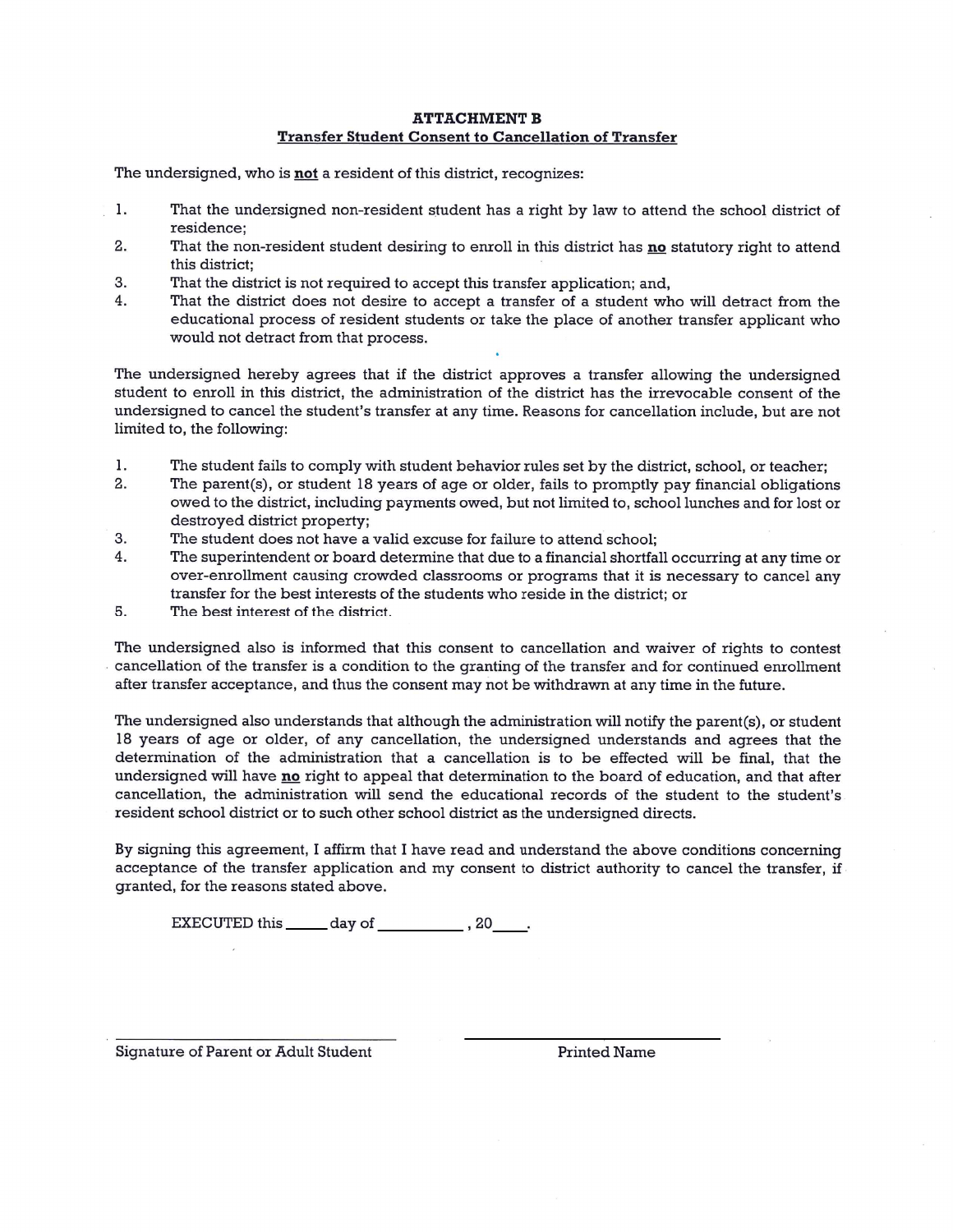**ATTACHMENT B**

**Transfer Student Consent to Cancellation of Transfer**

The undersigned, who is **not** a resident of this district, recognizes:

1. That the undersigned non-resident student has a right by law to attend the school district of residence;
2. That the non-resident student desiring to enroll in this district has **no** statutory right to attend this district;
3. That the district is not required to accept this transfer application; and,
4. That the district does not desire to accept a transfer of a student who will detract from the educational process of resident students or take the place of another transfer applicant who would not detract from that process.

The undersigned hereby agrees that if the district approves a transfer allowing the undersigned student to enroll in this district, the administration of the district has the irrevocable consent of the undersigned to cancel the student's transfer at any time. Reasons for cancellation include, but are not limited to, the following:

1. The student fails to comply with student behavior rules set by the district, school, or teacher;
2. The parent(s), or student 18 years of age or older, fails to promptly pay financial obligations owed to the district, including payments owed, but not limited to, school lunches and for lost or destroyed district property;
3. The student does not have a valid excuse for failure to attend school;
4. The superintendent or board determine that due to a financial shortfall occurring at any time or over-enrollment causing crowded classrooms or programs that it is necessary to cancel any transfer for the best interests of the students who reside in the district; or
5. The best interest of the district.

The undersigned also is informed that this consent to cancellation and waiver of rights to contest cancellation of the transfer is a condition to the granting of the transfer and for continued enrollment after transfer acceptance, and thus the consent may not be withdrawn at any time in the future.

The undersigned also understands that although the administration will notify the parent(s), or student 18 years of age or older, of any cancellation, the undersigned understands and agrees that the determination of the administration that a cancellation is to be effected will be final, that the undersigned will have **no** right to appeal that determination to the board of education, and that after cancellation, the administration will send the educational records of the student to the student's resident school district or to such other school district as the undersigned directs.

By signing this agreement, I affirm that I have read and understand the above conditions concerning acceptance of the transfer application and my consent to district authority to cancel the transfer, if granted, for the reasons stated above.

EXECUTED this _____ day of __________ , 20____.

______________________________ Signature of Parent or Adult Student

______________________________ Printed Name